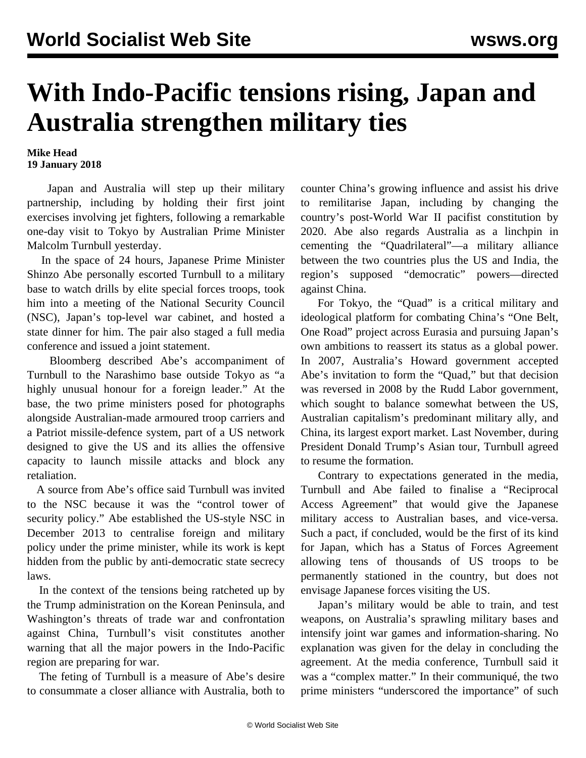# With Indo-Pacific tensions rising, Japan and Australia strengthen military ties

**Mike Head**
**19 January 2018**

Japan and Australia will step up their military partnership, including by holding their first joint exercises involving jet fighters, following a remarkable one-day visit to Tokyo by Australian Prime Minister Malcolm Turnbull yesterday.

In the space of 24 hours, Japanese Prime Minister Shinzo Abe personally escorted Turnbull to a military base to watch drills by elite special forces troops, took him into a meeting of the National Security Council (NSC), Japan's top-level war cabinet, and hosted a state dinner for him. The pair also staged a full media conference and issued a joint statement.

Bloomberg described Abe's accompaniment of Turnbull to the Narashimo base outside Tokyo as "a highly unusual honour for a foreign leader." At the base, the two prime ministers posed for photographs alongside Australian-made armoured troop carriers and a Patriot missile-defence system, part of a US network designed to give the US and its allies the offensive capacity to launch missile attacks and block any retaliation.

A source from Abe's office said Turnbull was invited to the NSC because it was the "control tower of security policy." Abe established the US-style NSC in December 2013 to centralise foreign and military policy under the prime minister, while its work is kept hidden from the public by anti-democratic state secrecy laws.

In the context of the tensions being ratcheted up by the Trump administration on the Korean Peninsula, and Washington's threats of trade war and confrontation against China, Turnbull's visit constitutes another warning that all the major powers in the Indo-Pacific region are preparing for war.

The feting of Turnbull is a measure of Abe's desire to consummate a closer alliance with Australia, both to counter China's growing influence and assist his drive to remilitarise Japan, including by changing the country's post-World War II pacifist constitution by 2020. Abe also regards Australia as a linchpin in cementing the "Quadrilateral"—a military alliance between the two countries plus the US and India, the region's supposed "democratic" powers—directed against China.

For Tokyo, the "Quad" is a critical military and ideological platform for combating China's "One Belt, One Road" project across Eurasia and pursuing Japan's own ambitions to reassert its status as a global power. In 2007, Australia's Howard government accepted Abe's invitation to form the "Quad," but that decision was reversed in 2008 by the Rudd Labor government, which sought to balance somewhat between the US, Australian capitalism's predominant military ally, and China, its largest export market. Last November, during President Donald Trump's Asian tour, Turnbull agreed to resume the formation.

Contrary to expectations generated in the media, Turnbull and Abe failed to finalise a "Reciprocal Access Agreement" that would give the Japanese military access to Australian bases, and vice-versa. Such a pact, if concluded, would be the first of its kind for Japan, which has a Status of Forces Agreement allowing tens of thousands of US troops to be permanently stationed in the country, but does not envisage Japanese forces visiting the US.

Japan's military would be able to train, and test weapons, on Australia's sprawling military bases and intensify joint war games and information-sharing. No explanation was given for the delay in concluding the agreement. At the media conference, Turnbull said it was a "complex matter." In their communiqué, the two prime ministers "underscored the importance" of such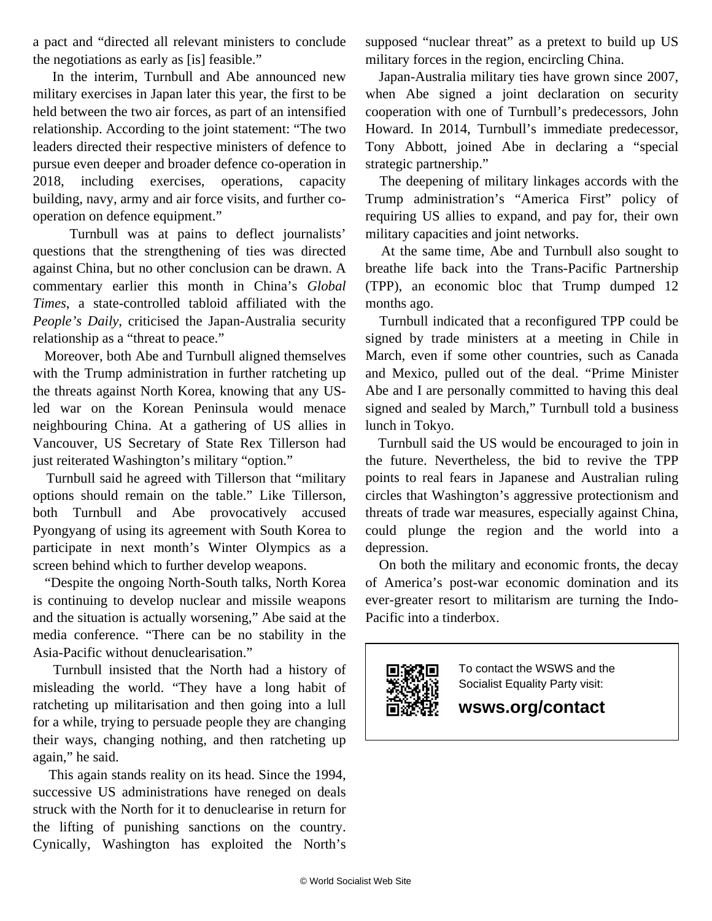a pact and "directed all relevant ministers to conclude the negotiations as early as [is] feasible."

In the interim, Turnbull and Abe announced new military exercises in Japan later this year, the first to be held between the two air forces, as part of an intensified relationship. According to the joint statement: "The two leaders directed their respective ministers of defence to pursue even deeper and broader defence co-operation in 2018, including exercises, operations, capacity building, navy, army and air force visits, and further co-operation on defence equipment."

Turnbull was at pains to deflect journalists' questions that the strengthening of ties was directed against China, but no other conclusion can be drawn. A commentary earlier this month in China's *Global Times*, a state-controlled tabloid affiliated with the *People's Daily*, criticised the Japan-Australia security relationship as a "threat to peace."

Moreover, both Abe and Turnbull aligned themselves with the Trump administration in further ratcheting up the threats against North Korea, knowing that any US-led war on the Korean Peninsula would menace neighbouring China. At a gathering of US allies in Vancouver, US Secretary of State Rex Tillerson had just reiterated Washington's military "option."

Turnbull said he agreed with Tillerson that "military options should remain on the table." Like Tillerson, both Turnbull and Abe provocatively accused Pyongyang of using its agreement with South Korea to participate in next month's Winter Olympics as a screen behind which to further develop weapons.

"Despite the ongoing North-South talks, North Korea is continuing to develop nuclear and missile weapons and the situation is actually worsening," Abe said at the media conference. "There can be no stability in the Asia-Pacific without denuclearisation."

Turnbull insisted that the North had a history of misleading the world. "They have a long habit of ratcheting up militarisation and then going into a lull for a while, trying to persuade people they are changing their ways, changing nothing, and then ratcheting up again," he said.

This again stands reality on its head. Since the 1994, successive US administrations have reneged on deals struck with the North for it to denuclearise in return for the lifting of punishing sanctions on the country. Cynically, Washington has exploited the North's supposed "nuclear threat" as a pretext to build up US military forces in the region, encircling China.

Japan-Australia military ties have grown since 2007, when Abe signed a joint declaration on security cooperation with one of Turnbull's predecessors, John Howard. In 2014, Turnbull's immediate predecessor, Tony Abbott, joined Abe in declaring a "special strategic partnership."

The deepening of military linkages accords with the Trump administration's "America First" policy of requiring US allies to expand, and pay for, their own military capacities and joint networks.

At the same time, Abe and Turnbull also sought to breathe life back into the Trans-Pacific Partnership (TPP), an economic bloc that Trump dumped 12 months ago.

Turnbull indicated that a reconfigured TPP could be signed by trade ministers at a meeting in Chile in March, even if some other countries, such as Canada and Mexico, pulled out of the deal. "Prime Minister Abe and I are personally committed to having this deal signed and sealed by March," Turnbull told a business lunch in Tokyo.

Turnbull said the US would be encouraged to join in the future. Nevertheless, the bid to revive the TPP points to real fears in Japanese and Australian ruling circles that Washington's aggressive protectionism and threats of trade war measures, especially against China, could plunge the region and the world into a depression.

On both the military and economic fronts, the decay of America's post-war economic domination and its ever-greater resort to militarism are turning the Indo-Pacific into a tinderbox.

To contact the WSWS and the Socialist Equality Party visit:

**wsws.org/contact**